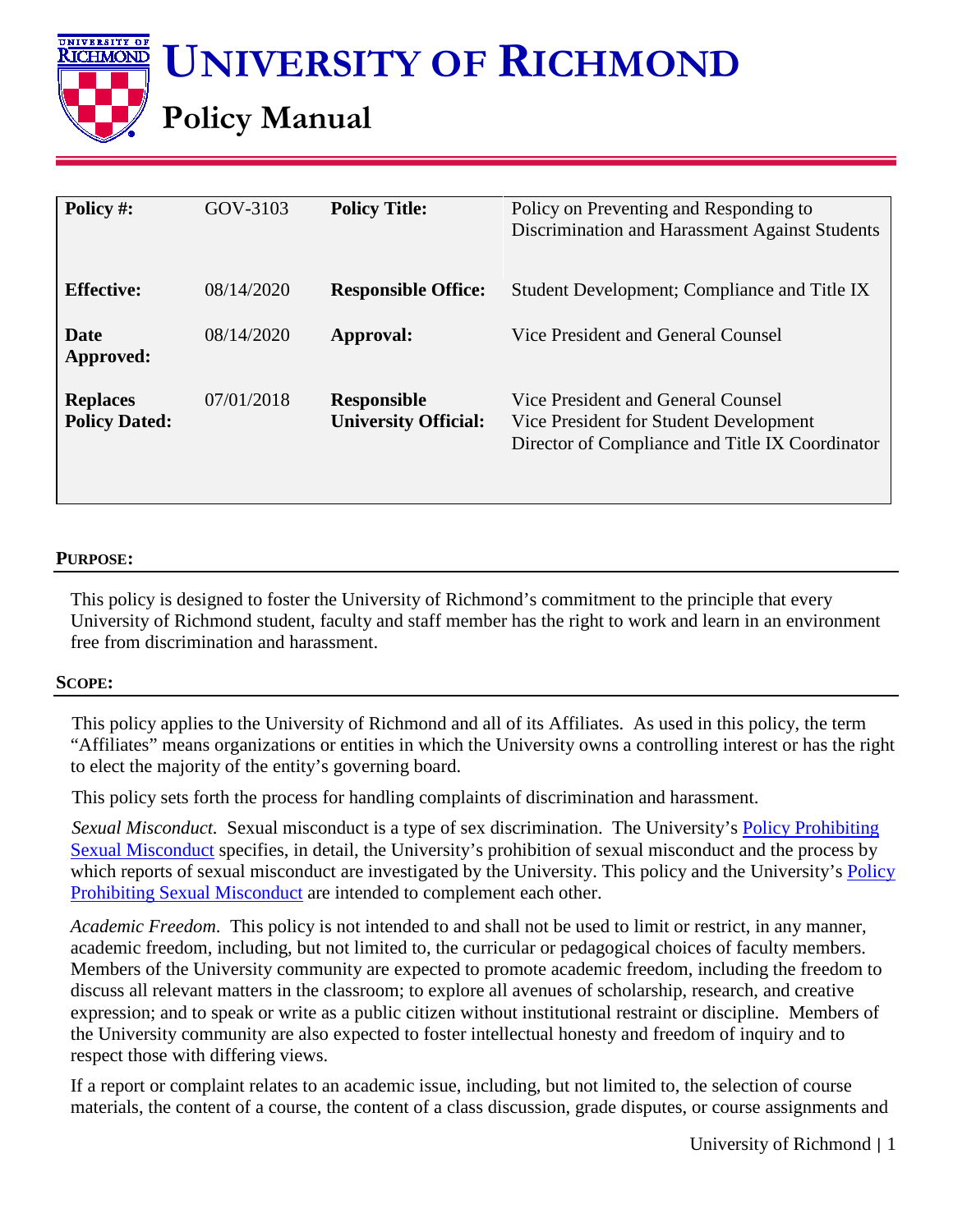# UNIVERSITY OF RICHMOND

## Policy Manual

| Policy #: | GOV-3103 | Policy Title: | Policy on Preventing and Responding to Discrimination and Harassment Against Students |
|---|---|---|---|
| **Effective:** | 08/14/2020 | **Responsible Office:** | Student Development; Compliance and Title IX |
| **Date Approved:** | 08/14/2020 | **Approval:** | Vice President and General Counsel |
| **Replaces Policy Dated:** | 07/01/2018 | **Responsible University Official:** | Vice President and General Counsel<br>Vice President for Student Development<br>Director of Compliance and Title IX Coordinator |

### PURPOSE:

This policy is designed to foster the University of Richmond's commitment to the principle that every University of Richmond student, faculty and staff member has the right to work and learn in an environment free from discrimination and harassment.

### SCOPE:

This policy applies to the University of Richmond and all of its Affiliates. As used in this policy, the term "Affiliates" means organizations or entities in which the University owns a controlling interest or has the right to elect the majority of the entity's governing board.

This policy sets forth the process for handling complaints of discrimination and harassment.

*Sexual Misconduct*. Sexual misconduct is a type of sex discrimination. The University's Policy Prohibiting Sexual Misconduct specifies, in detail, the University's prohibition of sexual misconduct and the process by which reports of sexual misconduct are investigated by the University. This policy and the University's Policy Prohibiting Sexual Misconduct are intended to complement each other.

*Academic Freedom*. This policy is not intended to and shall not be used to limit or restrict, in any manner, academic freedom, including, but not limited to, the curricular or pedagogical choices of faculty members. Members of the University community are expected to promote academic freedom, including the freedom to discuss all relevant matters in the classroom; to explore all avenues of scholarship, research, and creative expression; and to speak or write as a public citizen without institutional restraint or discipline. Members of the University community are also expected to foster intellectual honesty and freedom of inquiry and to respect those with differing views.

If a report or complaint relates to an academic issue, including, but not limited to, the selection of course materials, the content of a course, the content of a class discussion, grade disputes, or course assignments and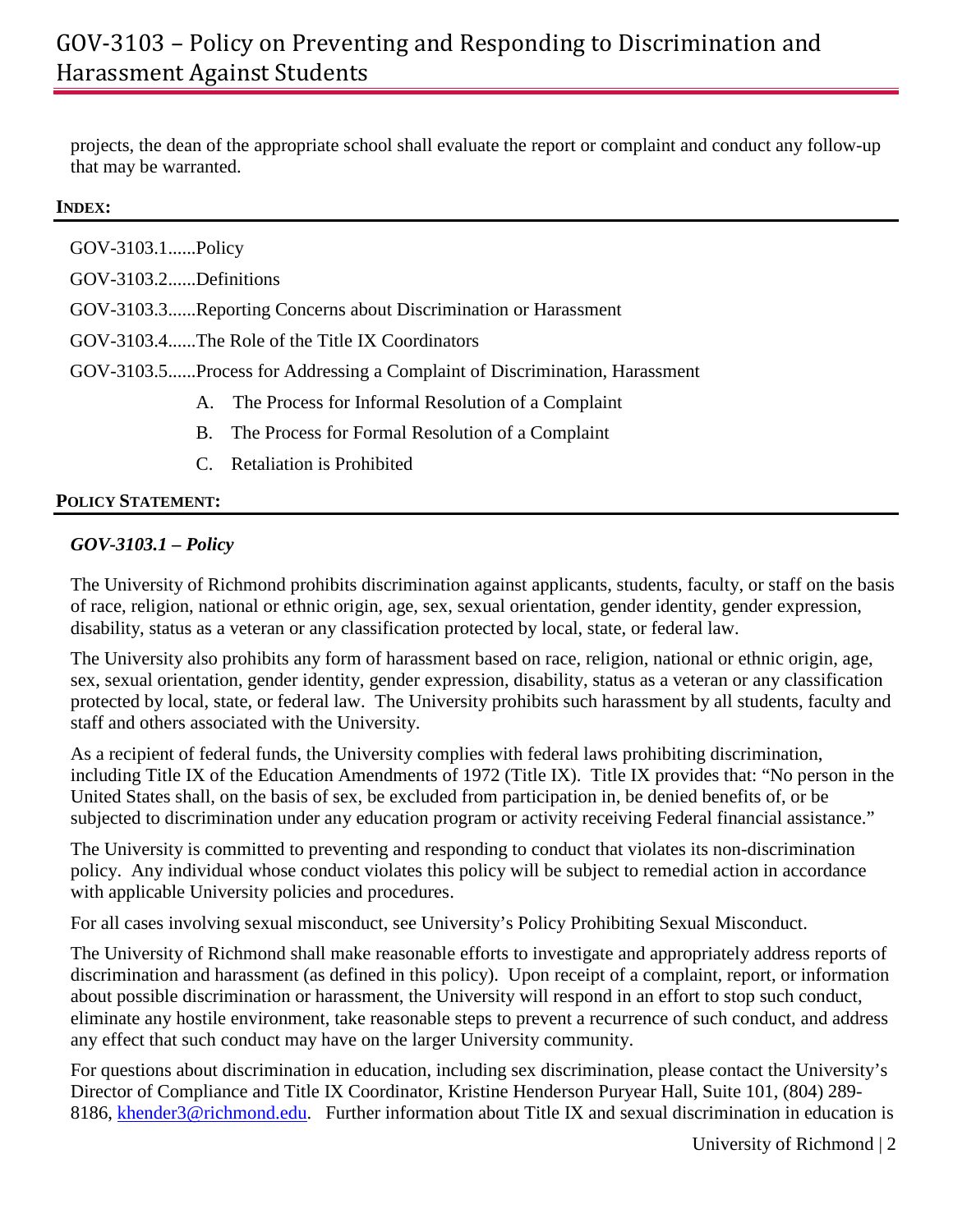projects, the dean of the appropriate school shall evaluate the report or complaint and conduct any follow-up that may be warranted.

**INDEX:**

GOV-3103.1......Policy

GOV-3103.2......Definitions

GOV-3103.3......Reporting Concerns about Discrimination or Harassment

GOV-3103.4......The Role of the Title IX Coordinators

GOV-3103.5......Process for Addressing a Complaint of Discrimination, Harassment

A. The Process for Informal Resolution of a Complaint

B. The Process for Formal Resolution of a Complaint

C. Retaliation is Prohibited

**POLICY STATEMENT:**

***GOV-3103.1 – Policy***

The University of Richmond prohibits discrimination against applicants, students, faculty, or staff on the basis of race, religion, national or ethnic origin, age, sex, sexual orientation, gender identity, gender expression, disability, status as a veteran or any classification protected by local, state, or federal law.

The University also prohibits any form of harassment based on race, religion, national or ethnic origin, age, sex, sexual orientation, gender identity, gender expression, disability, status as a veteran or any classification protected by local, state, or federal law. The University prohibits such harassment by all students, faculty and staff and others associated with the University.

As a recipient of federal funds, the University complies with federal laws prohibiting discrimination, including Title IX of the Education Amendments of 1972 (Title IX). Title IX provides that: "No person in the United States shall, on the basis of sex, be excluded from participation in, be denied benefits of, or be subjected to discrimination under any education program or activity receiving Federal financial assistance."

The University is committed to preventing and responding to conduct that violates its non-discrimination policy. Any individual whose conduct violates this policy will be subject to remedial action in accordance with applicable University policies and procedures.

For all cases involving sexual misconduct, see University's Policy Prohibiting Sexual Misconduct.

The University of Richmond shall make reasonable efforts to investigate and appropriately address reports of discrimination and harassment (as defined in this policy). Upon receipt of a complaint, report, or information about possible discrimination or harassment, the University will respond in an effort to stop such conduct, eliminate any hostile environment, take reasonable steps to prevent a recurrence of such conduct, and address any effect that such conduct may have on the larger University community.

For questions about discrimination in education, including sex discrimination, please contact the University's Director of Compliance and Title IX Coordinator, Kristine Henderson Puryear Hall, Suite 101, (804) 289-8186, khender3@richmond.edu. Further information about Title IX and sexual discrimination in education is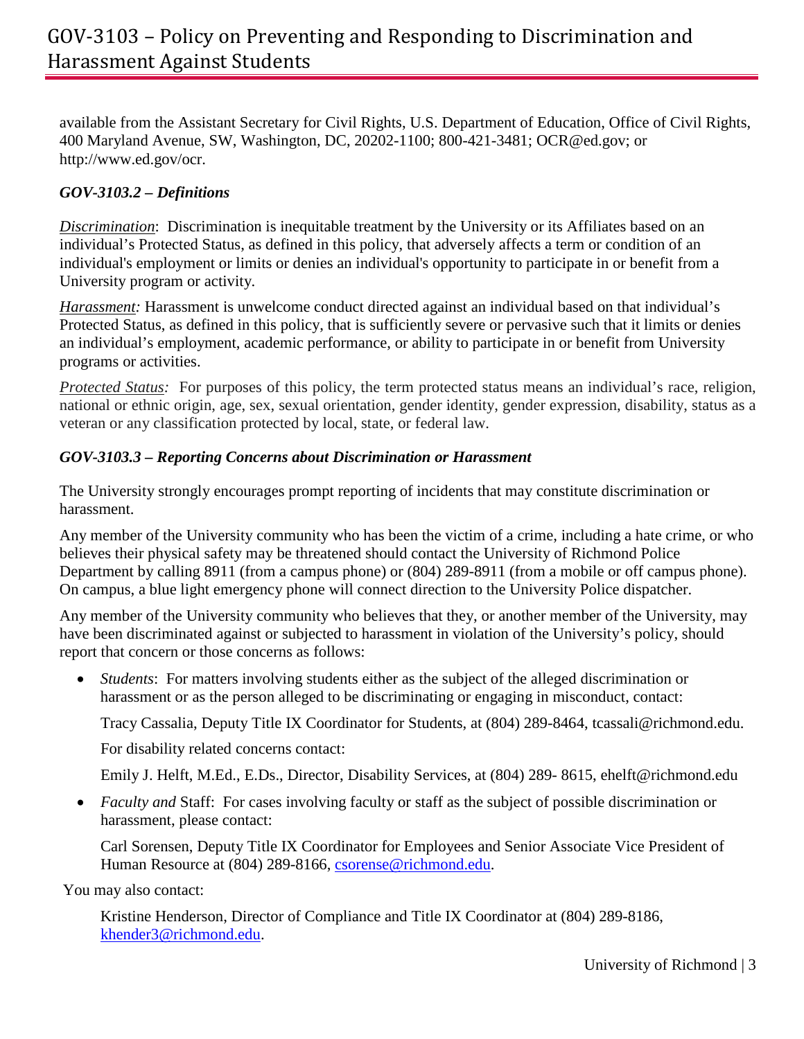available from the Assistant Secretary for Civil Rights, U.S. Department of Education, Office of Civil Rights, 400 Maryland Avenue, SW, Washington, DC, 20202-1100; 800-421-3481; OCR@ed.gov; or http://www.ed.gov/ocr.

### *GOV-3103.2 – Definitions*

*Discrimination*: Discrimination is inequitable treatment by the University or its Affiliates based on an individual's Protected Status, as defined in this policy, that adversely affects a term or condition of an individual's employment or limits or denies an individual's opportunity to participate in or benefit from a University program or activity.

*Harassment:* Harassment is unwelcome conduct directed against an individual based on that individual's Protected Status, as defined in this policy, that is sufficiently severe or pervasive such that it limits or denies an individual's employment, academic performance, or ability to participate in or benefit from University programs or activities.

*Protected Status:* For purposes of this policy, the term protected status means an individual's race, religion, national or ethnic origin, age, sex, sexual orientation, gender identity, gender expression, disability, status as a veteran or any classification protected by local, state, or federal law.

### *GOV-3103.3 – Reporting Concerns about Discrimination or Harassment*

The University strongly encourages prompt reporting of incidents that may constitute discrimination or harassment.

Any member of the University community who has been the victim of a crime, including a hate crime, or who believes their physical safety may be threatened should contact the University of Richmond Police Department by calling 8911 (from a campus phone) or (804) 289-8911 (from a mobile or off campus phone). On campus, a blue light emergency phone will connect direction to the University Police dispatcher.

Any member of the University community who believes that they, or another member of the University, may have been discriminated against or subjected to harassment in violation of the University's policy, should report that concern or those concerns as follows:

- *Students*: For matters involving students either as the subject of the alleged discrimination or harassment or as the person alleged to be discriminating or engaging in misconduct, contact:

  Tracy Cassalia, Deputy Title IX Coordinator for Students, at (804) 289-8464, tcassali@richmond.edu.

  For disability related concerns contact:

  Emily J. Helft, M.Ed., E.Ds., Director, Disability Services, at (804) 289- 8615, ehelft@richmond.edu

- *Faculty and* Staff: For cases involving faculty or staff as the subject of possible discrimination or harassment, please contact:

  Carl Sorensen, Deputy Title IX Coordinator for Employees and Senior Associate Vice President of Human Resource at (804) 289-8166, csorense@richmond.edu.

You may also contact:

Kristine Henderson, Director of Compliance and Title IX Coordinator at (804) 289-8186, khender3@richmond.edu.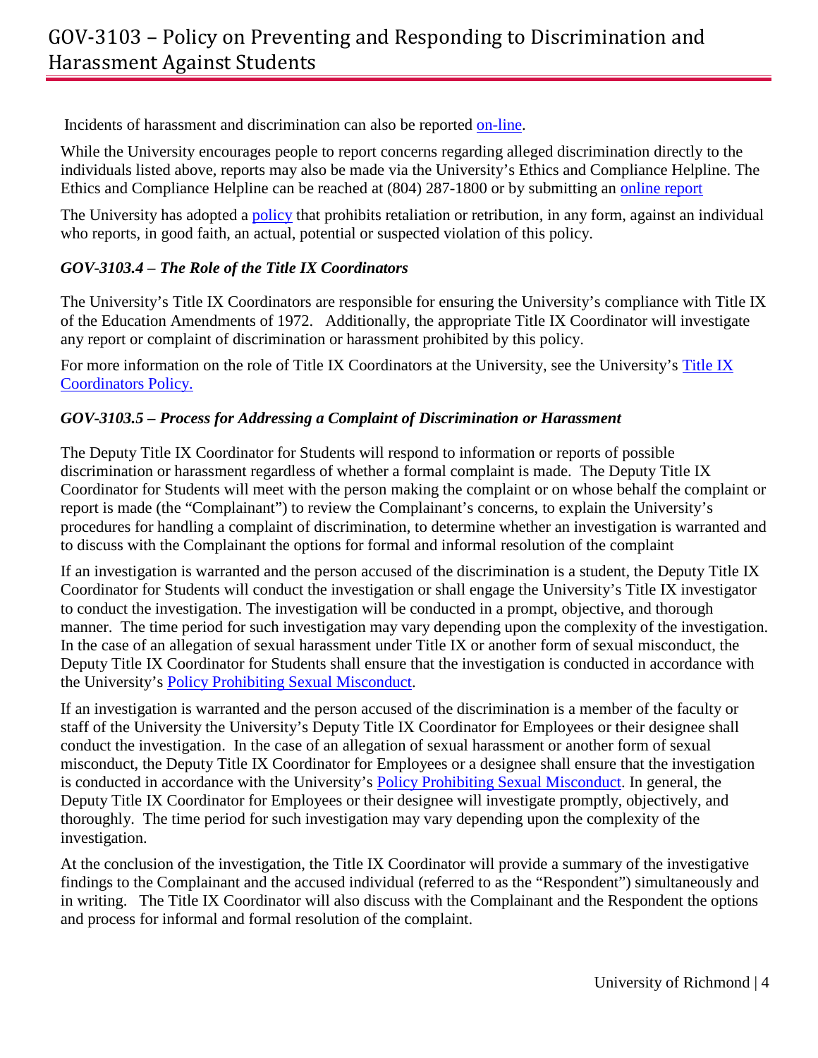Incidents of harassment and discrimination can also be reported on-line.

While the University encourages people to report concerns regarding alleged discrimination directly to the individuals listed above, reports may also be made via the University's Ethics and Compliance Helpline. The Ethics and Compliance Helpline can be reached at (804) 287-1800 or by submitting an online report

The University has adopted a policy that prohibits retaliation or retribution, in any form, against an individual who reports, in good faith, an actual, potential or suspected violation of this policy.

### *GOV-3103.4 – The Role of the Title IX Coordinators*

The University's Title IX Coordinators are responsible for ensuring the University's compliance with Title IX of the Education Amendments of 1972. Additionally, the appropriate Title IX Coordinator will investigate any report or complaint of discrimination or harassment prohibited by this policy.

For more information on the role of Title IX Coordinators at the University, see the University's Title IX Coordinators Policy.

### *GOV-3103.5 – Process for Addressing a Complaint of Discrimination or Harassment*

The Deputy Title IX Coordinator for Students will respond to information or reports of possible discrimination or harassment regardless of whether a formal complaint is made. The Deputy Title IX Coordinator for Students will meet with the person making the complaint or on whose behalf the complaint or report is made (the "Complainant") to review the Complainant's concerns, to explain the University's procedures for handling a complaint of discrimination, to determine whether an investigation is warranted and to discuss with the Complainant the options for formal and informal resolution of the complaint

If an investigation is warranted and the person accused of the discrimination is a student, the Deputy Title IX Coordinator for Students will conduct the investigation or shall engage the University's Title IX investigator to conduct the investigation. The investigation will be conducted in a prompt, objective, and thorough manner. The time period for such investigation may vary depending upon the complexity of the investigation. In the case of an allegation of sexual harassment under Title IX or another form of sexual misconduct, the Deputy Title IX Coordinator for Students shall ensure that the investigation is conducted in accordance with the University's Policy Prohibiting Sexual Misconduct.

If an investigation is warranted and the person accused of the discrimination is a member of the faculty or staff of the University the University's Deputy Title IX Coordinator for Employees or their designee shall conduct the investigation. In the case of an allegation of sexual harassment or another form of sexual misconduct, the Deputy Title IX Coordinator for Employees or a designee shall ensure that the investigation is conducted in accordance with the University's Policy Prohibiting Sexual Misconduct. In general, the Deputy Title IX Coordinator for Employees or their designee will investigate promptly, objectively, and thoroughly. The time period for such investigation may vary depending upon the complexity of the investigation.

At the conclusion of the investigation, the Title IX Coordinator will provide a summary of the investigative findings to the Complainant and the accused individual (referred to as the "Respondent") simultaneously and in writing. The Title IX Coordinator will also discuss with the Complainant and the Respondent the options and process for informal and formal resolution of the complaint.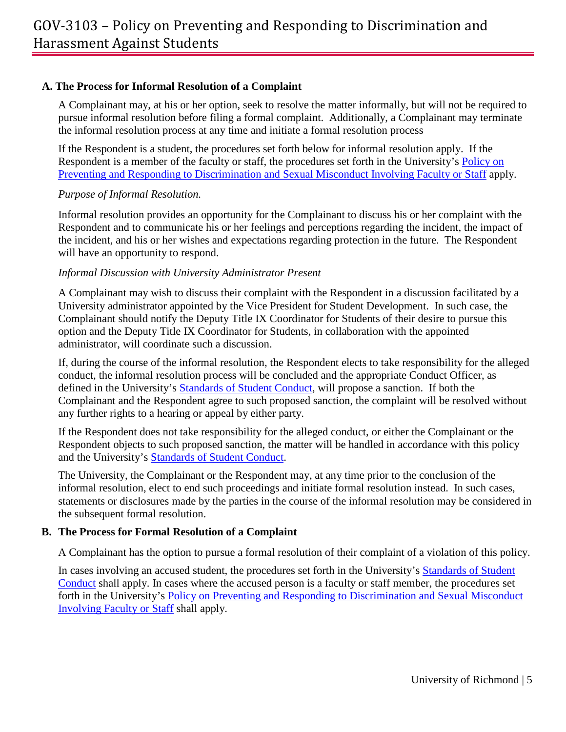### A. The Process for Informal Resolution of a Complaint

A Complainant may, at his or her option, seek to resolve the matter informally, but will not be required to pursue informal resolution before filing a formal complaint. Additionally, a Complainant may terminate the informal resolution process at any time and initiate a formal resolution process

If the Respondent is a student, the procedures set forth below for informal resolution apply. If the Respondent is a member of the faculty or staff, the procedures set forth in the University's Policy on Preventing and Responding to Discrimination and Sexual Misconduct Involving Faculty or Staff apply.

*Purpose of Informal Resolution.*

Informal resolution provides an opportunity for the Complainant to discuss his or her complaint with the Respondent and to communicate his or her feelings and perceptions regarding the incident, the impact of the incident, and his or her wishes and expectations regarding protection in the future. The Respondent will have an opportunity to respond.

*Informal Discussion with University Administrator Present*

A Complainant may wish to discuss their complaint with the Respondent in a discussion facilitated by a University administrator appointed by the Vice President for Student Development. In such case, the Complainant should notify the Deputy Title IX Coordinator for Students of their desire to pursue this option and the Deputy Title IX Coordinator for Students, in collaboration with the appointed administrator, will coordinate such a discussion.

If, during the course of the informal resolution, the Respondent elects to take responsibility for the alleged conduct, the informal resolution process will be concluded and the appropriate Conduct Officer, as defined in the University's Standards of Student Conduct, will propose a sanction. If both the Complainant and the Respondent agree to such proposed sanction, the complaint will be resolved without any further rights to a hearing or appeal by either party.

If the Respondent does not take responsibility for the alleged conduct, or either the Complainant or the Respondent objects to such proposed sanction, the matter will be handled in accordance with this policy and the University's Standards of Student Conduct.

The University, the Complainant or the Respondent may, at any time prior to the conclusion of the informal resolution, elect to end such proceedings and initiate formal resolution instead. In such cases, statements or disclosures made by the parties in the course of the informal resolution may be considered in the subsequent formal resolution.

### B. The Process for Formal Resolution of a Complaint

A Complainant has the option to pursue a formal resolution of their complaint of a violation of this policy.

In cases involving an accused student, the procedures set forth in the University's Standards of Student Conduct shall apply. In cases where the accused person is a faculty or staff member, the procedures set forth in the University's Policy on Preventing and Responding to Discrimination and Sexual Misconduct Involving Faculty or Staff shall apply.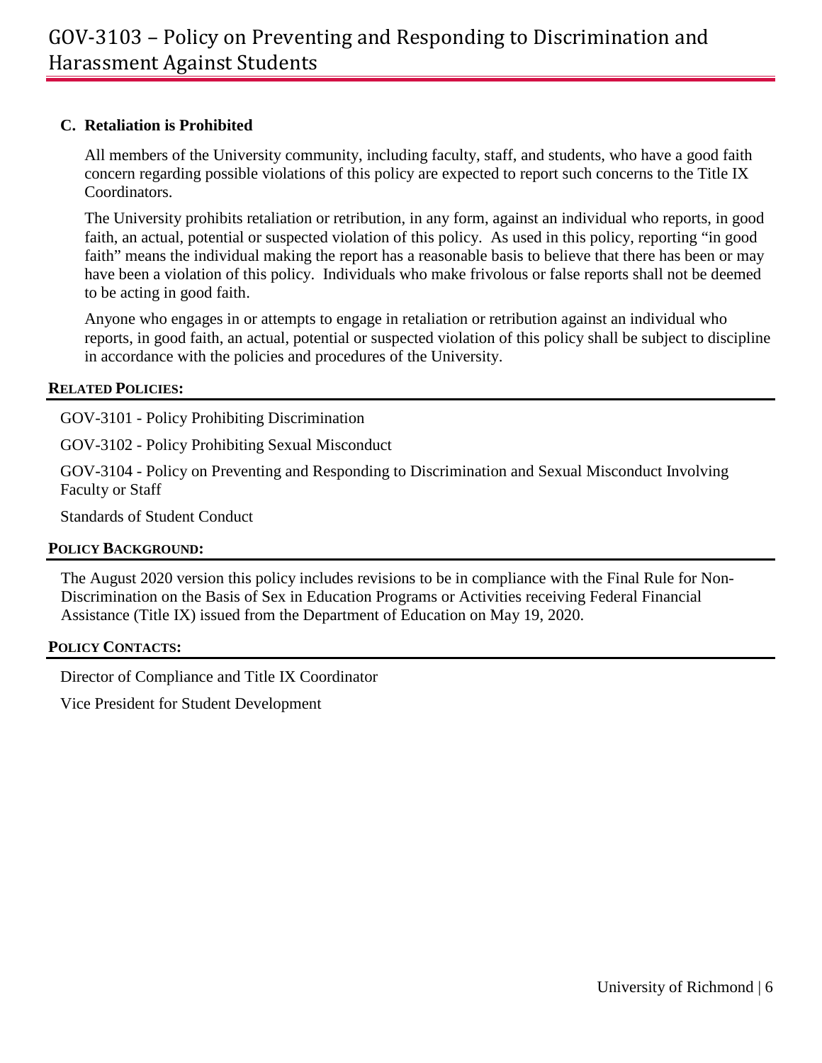### C. Retaliation is Prohibited

All members of the University community, including faculty, staff, and students, who have a good faith concern regarding possible violations of this policy are expected to report such concerns to the Title IX Coordinators.

The University prohibits retaliation or retribution, in any form, against an individual who reports, in good faith, an actual, potential or suspected violation of this policy. As used in this policy, reporting "in good faith" means the individual making the report has a reasonable basis to believe that there has been or may have been a violation of this policy. Individuals who make frivolous or false reports shall not be deemed to be acting in good faith.

Anyone who engages in or attempts to engage in retaliation or retribution against an individual who reports, in good faith, an actual, potential or suspected violation of this policy shall be subject to discipline in accordance with the policies and procedures of the University.

## RELATED POLICIES:

GOV-3101 - Policy Prohibiting Discrimination

GOV-3102 - Policy Prohibiting Sexual Misconduct

GOV-3104 - Policy on Preventing and Responding to Discrimination and Sexual Misconduct Involving Faculty or Staff

Standards of Student Conduct

## POLICY BACKGROUND:

The August 2020 version this policy includes revisions to be in compliance with the Final Rule for Non-Discrimination on the Basis of Sex in Education Programs or Activities receiving Federal Financial Assistance (Title IX) issued from the Department of Education on May 19, 2020.

## POLICY CONTACTS:

Director of Compliance and Title IX Coordinator

Vice President for Student Development